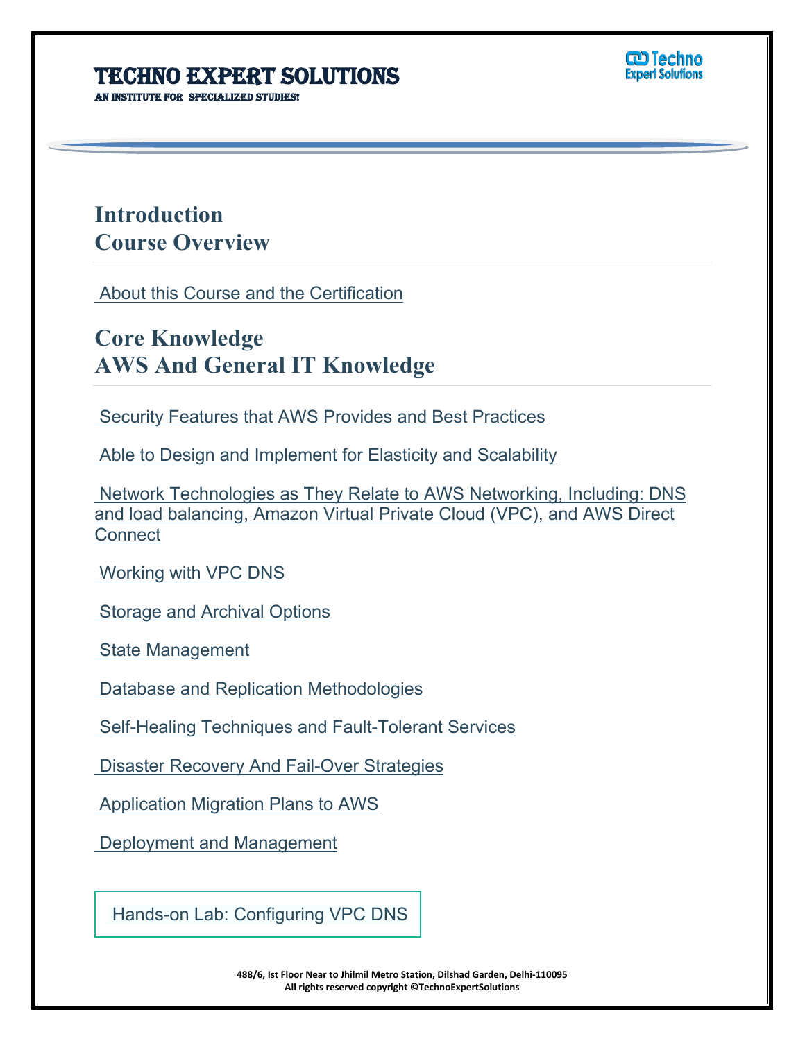# Techno Expert Solutions

AN INSTITUTE FOR SPECIALIZED STUDIES!

## Introduction
## Course Overview

About this Course and the Certification

## Core Knowledge
## AWS And General IT Knowledge

Security Features that AWS Provides and Best Practices

Able to Design and Implement for Elasticity and Scalability

Network Technologies as They Relate to AWS Networking, Including: DNS and load balancing, Amazon Virtual Private Cloud (VPC), and AWS Direct Connect

Working with VPC DNS

Storage and Archival Options

State Management

Database and Replication Methodologies

Self-Healing Techniques and Fault-Tolerant Services

Disaster Recovery And Fail-Over Strategies

Application Migration Plans to AWS

Deployment and Management

Hands-on Lab: Configuring VPC DNS

488/6, Ist Floor Near to Jhilmil Metro Station, Dilshad Garden, Delhi-110095
All rights reserved copyright ©TechnoExpertSolutions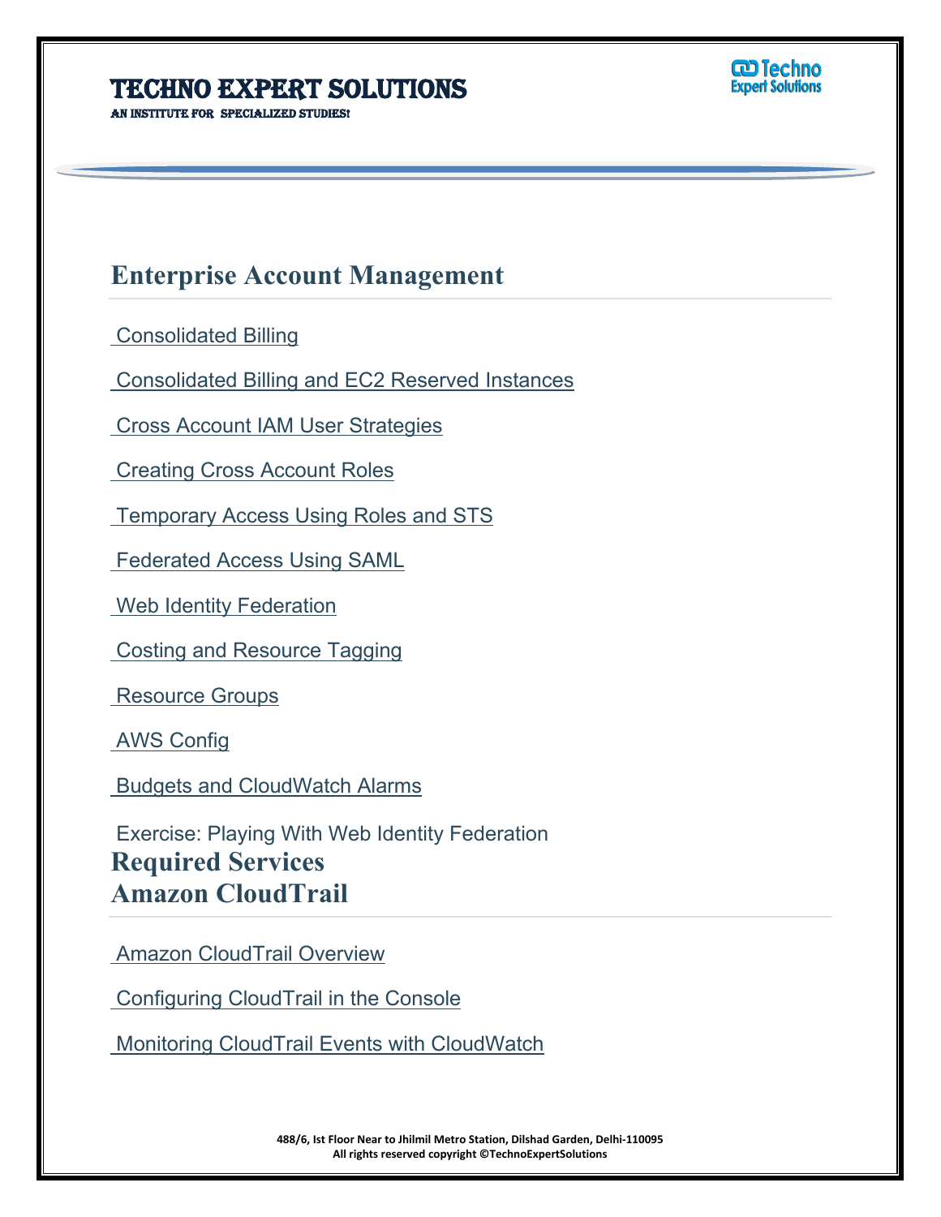## Enterprise Account Management

Consolidated Billing

Consolidated Billing and EC2 Reserved Instances

Cross Account IAM User Strategies

Creating Cross Account Roles

Temporary Access Using Roles and STS

Federated Access Using SAML

Web Identity Federation

Costing and Resource Tagging

Resource Groups

AWS Config

Budgets and CloudWatch Alarms

Exercise: Playing With Web Identity Federation

## Required Services

## Amazon CloudTrail

Amazon CloudTrail Overview

Configuring CloudTrail in the Console

Monitoring CloudTrail Events with CloudWatch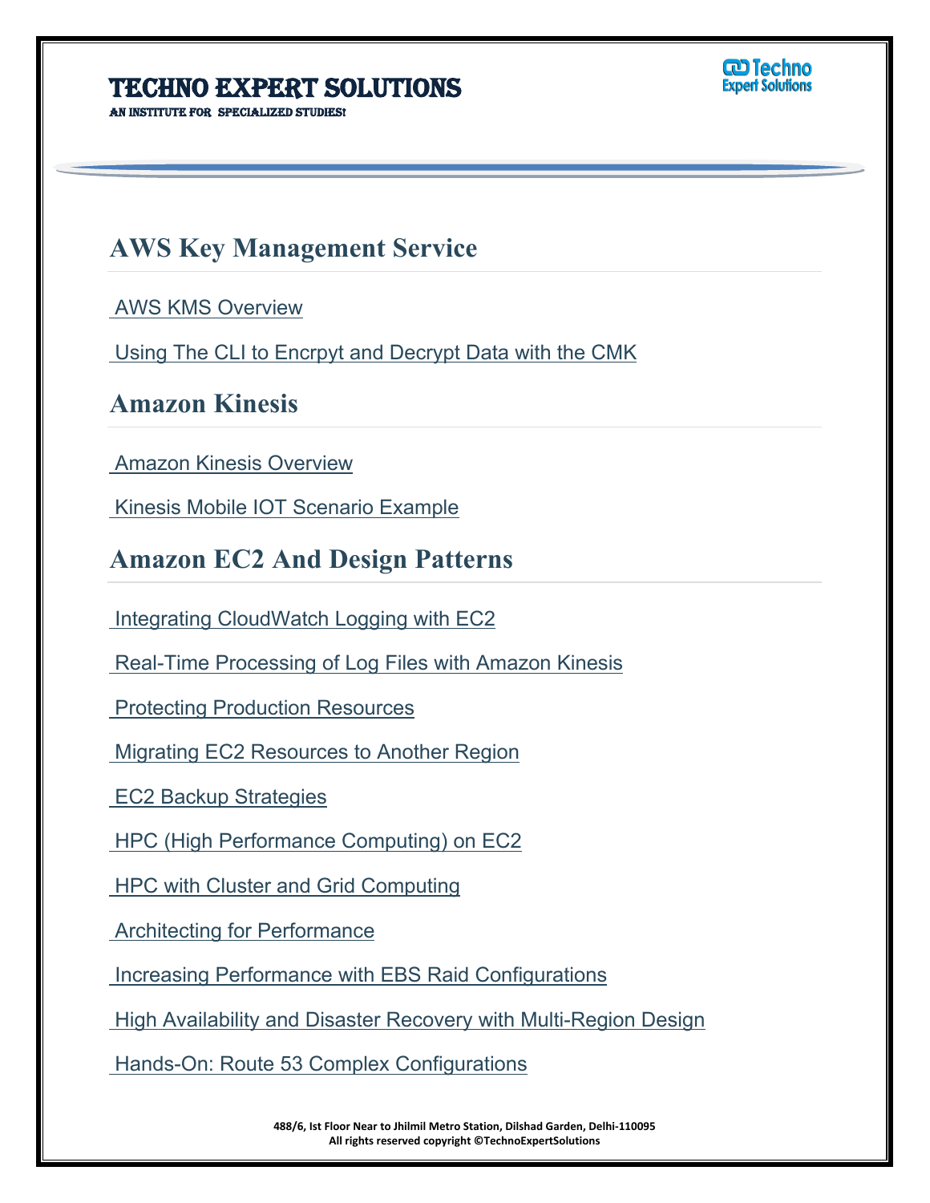## AWS Key Management Service

AWS KMS Overview

Using The CLI to Encrpyt and Decrypt Data with the CMK

## Amazon Kinesis

Amazon Kinesis Overview

Kinesis Mobile IOT Scenario Example

## Amazon EC2 And Design Patterns

Integrating CloudWatch Logging with EC2

Real-Time Processing of Log Files with Amazon Kinesis

Protecting Production Resources

Migrating EC2 Resources to Another Region

EC2 Backup Strategies

HPC (High Performance Computing) on EC2

HPC with Cluster and Grid Computing

Architecting for Performance

Increasing Performance with EBS Raid Configurations

High Availability and Disaster Recovery with Multi-Region Design

Hands-On: Route 53 Complex Configurations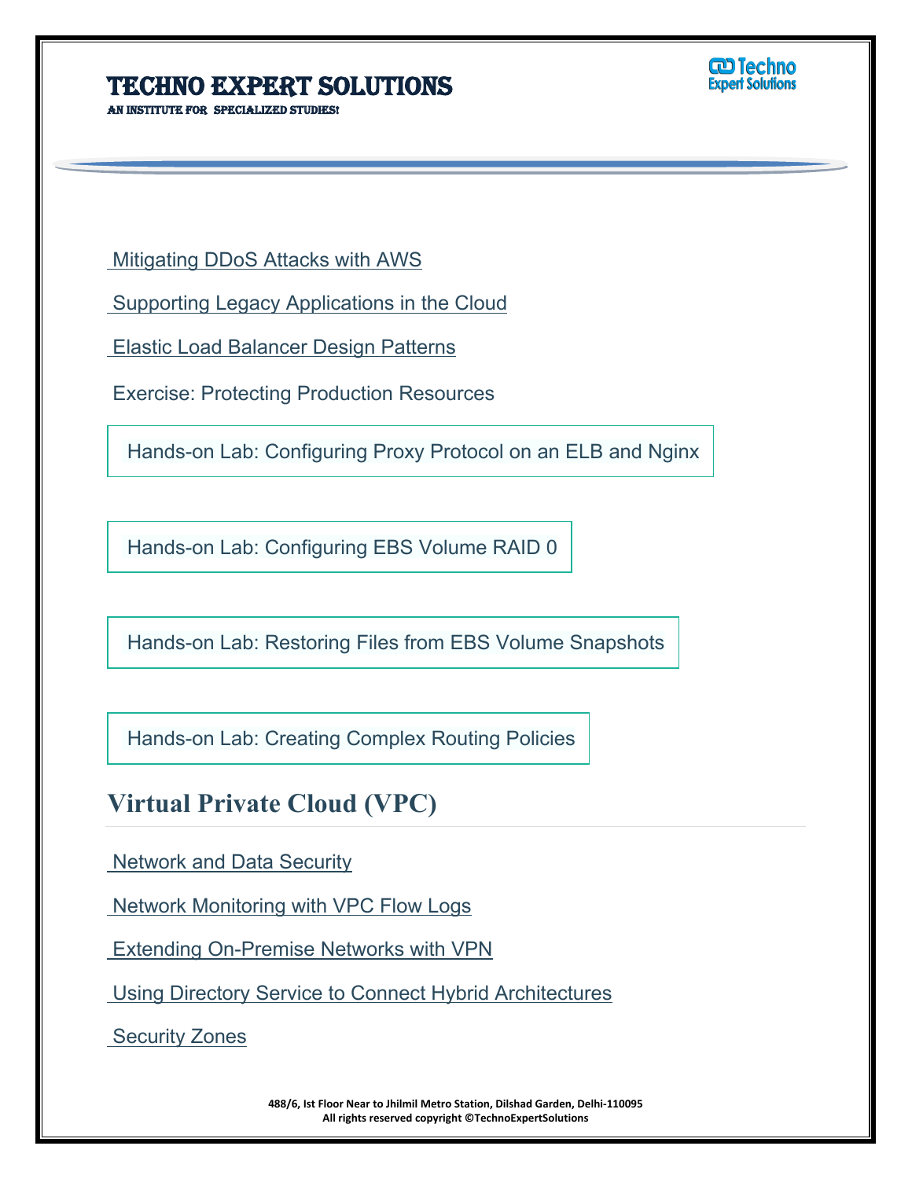Mitigating DDoS Attacks with AWS

Supporting Legacy Applications in the Cloud

Elastic Load Balancer Design Patterns

Exercise: Protecting Production Resources

Hands-on Lab: Configuring Proxy Protocol on an ELB and Nginx

Hands-on Lab: Configuring EBS Volume RAID 0

Hands-on Lab: Restoring Files from EBS Volume Snapshots

Hands-on Lab: Creating Complex Routing Policies

## Virtual Private Cloud (VPC)

Network and Data Security

Network Monitoring with VPC Flow Logs

Extending On-Premise Networks with VPN

Using Directory Service to Connect Hybrid Architectures

Security Zones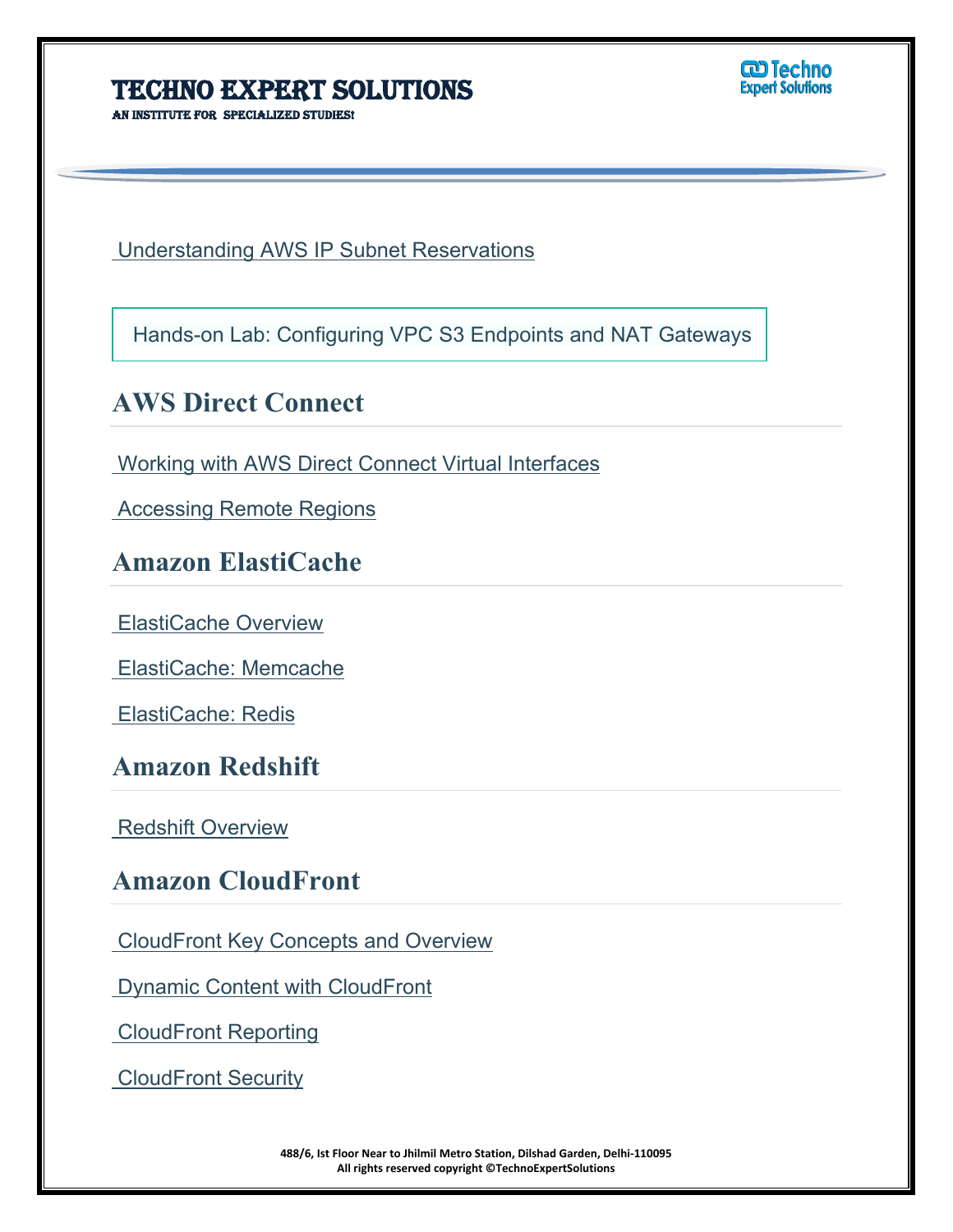Understanding AWS IP Subnet Reservations

Hands-on Lab: Configuring VPC S3 Endpoints and NAT Gateways

## AWS Direct Connect

Working with AWS Direct Connect Virtual Interfaces

Accessing Remote Regions

## Amazon ElastiCache

ElastiCache Overview

ElastiCache: Memcache

ElastiCache: Redis

## Amazon Redshift

Redshift Overview

## Amazon CloudFront

CloudFront Key Concepts and Overview

Dynamic Content with CloudFront

CloudFront Reporting

CloudFront Security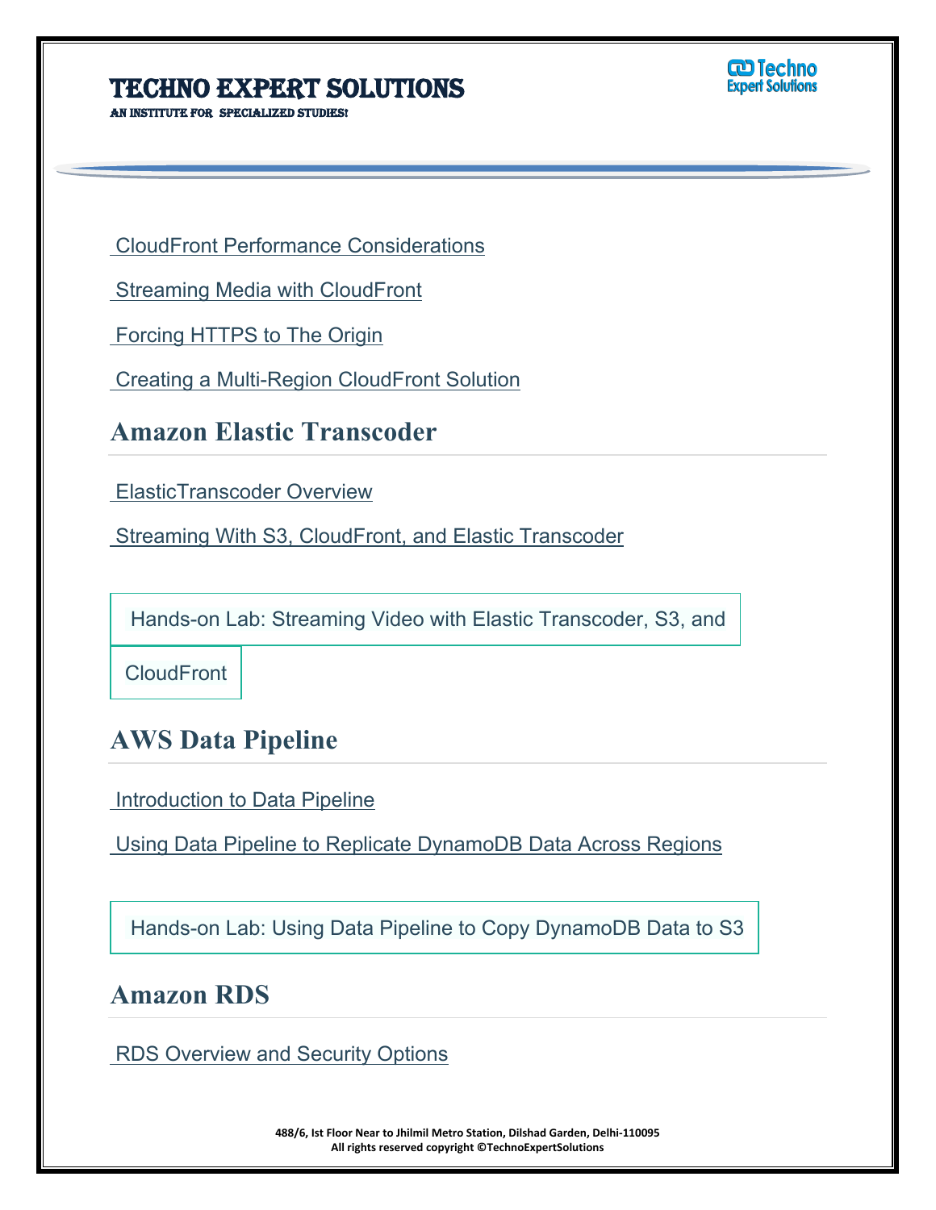CloudFront Performance Considerations

Streaming Media with CloudFront

Forcing HTTPS to The Origin

Creating a Multi-Region CloudFront Solution

## Amazon Elastic Transcoder

ElasticTranscoder Overview

Streaming With S3, CloudFront, and Elastic Transcoder

Hands-on Lab: Streaming Video with Elastic Transcoder, S3, and CloudFront

## AWS Data Pipeline

Introduction to Data Pipeline

Using Data Pipeline to Replicate DynamoDB Data Across Regions

Hands-on Lab: Using Data Pipeline to Copy DynamoDB Data to S3

## Amazon RDS

RDS Overview and Security Options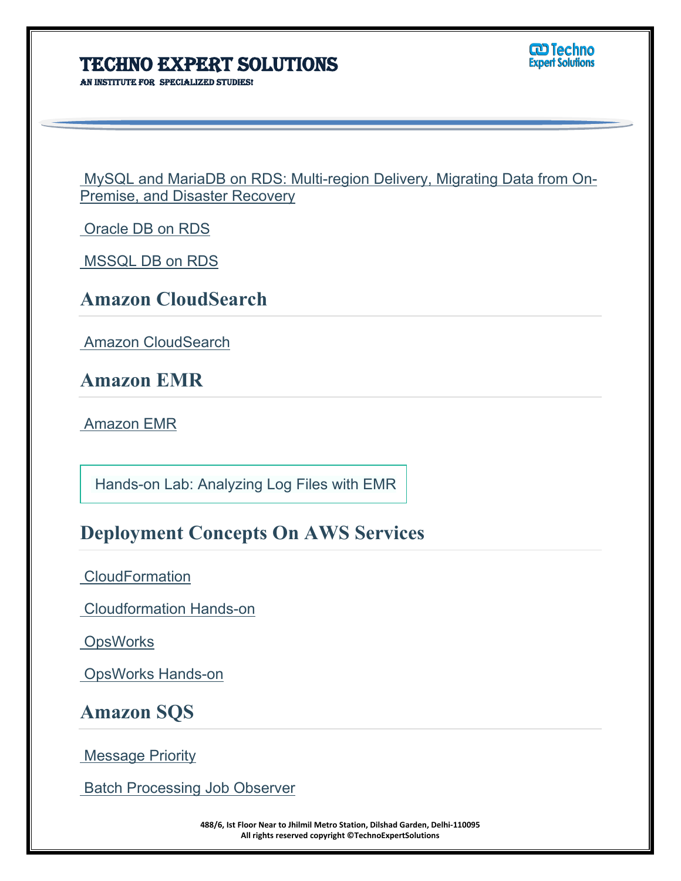MySQL and MariaDB on RDS: Multi-region Delivery, Migrating Data from On-Premise, and Disaster Recovery

Oracle DB on RDS

MSSQL DB on RDS

## Amazon CloudSearch

Amazon CloudSearch

## Amazon EMR

Amazon EMR

Hands-on Lab: Analyzing Log Files with EMR

## Deployment Concepts On AWS Services

CloudFormation

Cloudformation Hands-on

OpsWorks

OpsWorks Hands-on

## Amazon SQS

Message Priority

Batch Processing Job Observer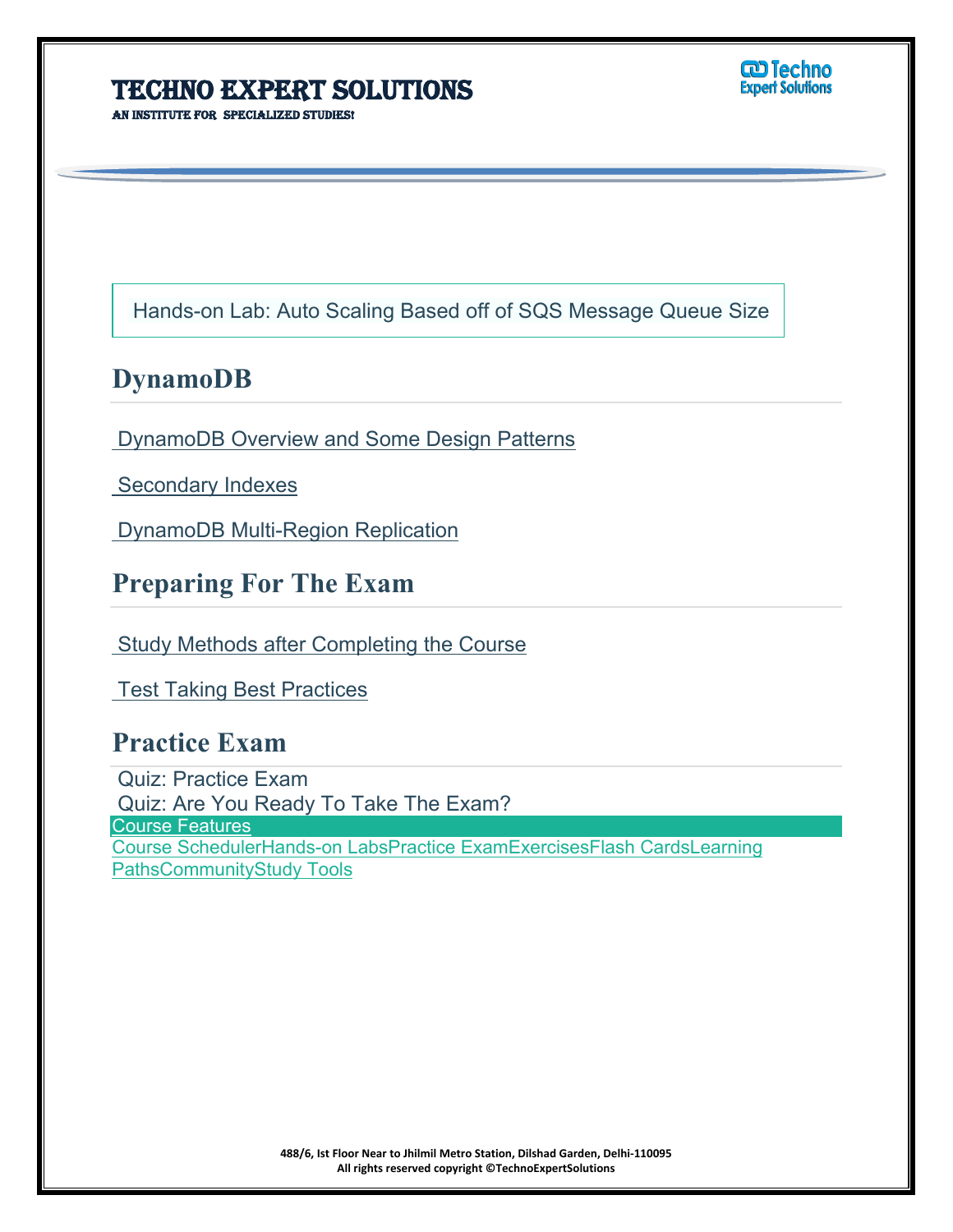Hands-on Lab: Auto Scaling Based off of SQS Message Queue Size

## DynamoDB

DynamoDB Overview and Some Design Patterns

Secondary Indexes

DynamoDB Multi-Region Replication

## Preparing For The Exam

Study Methods after Completing the Course

Test Taking Best Practices

## Practice Exam

Quiz: Practice Exam

Quiz: Are You Ready To Take The Exam?

Course Features

Course SchedulerHands-on LabsPractice ExamExercisesFlash CardsLearning PathsCommunityStudy Tools